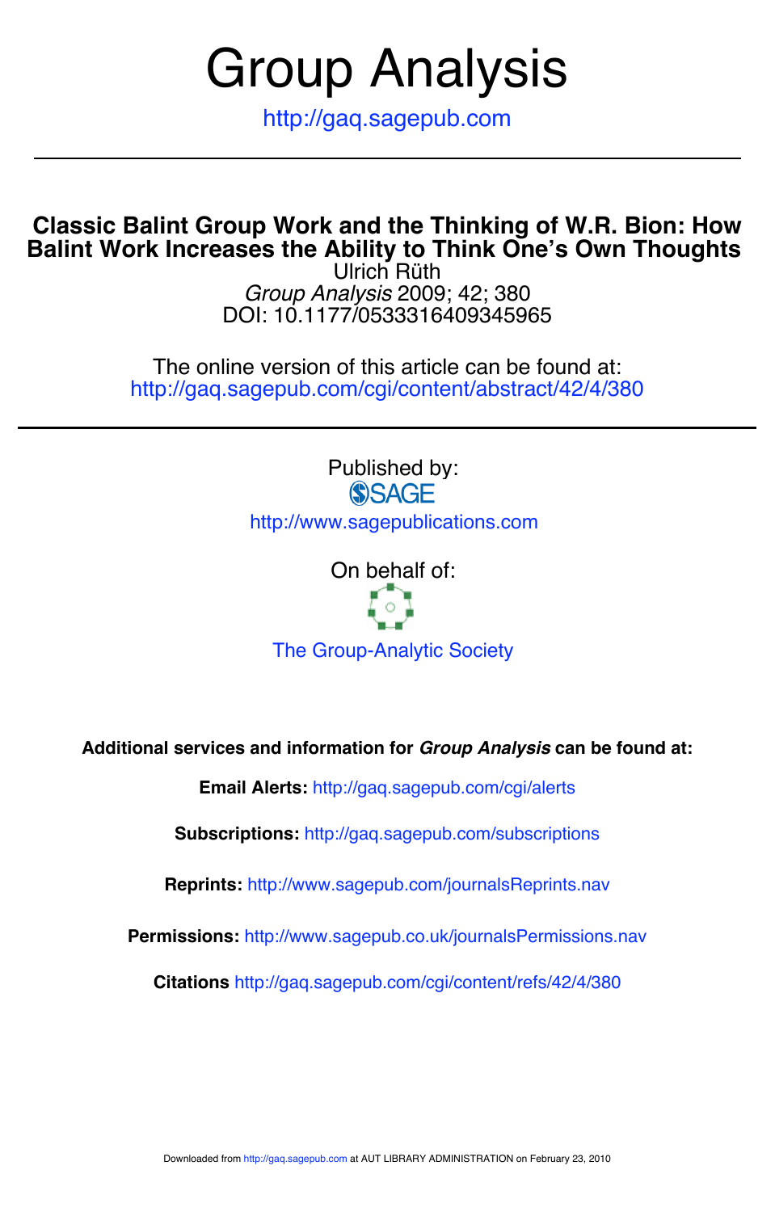# Group Analysis

http://gaq.sagepub.com

---

## Classic Balint Group Work and the Thinking of W.R. Bion: How Balint Work Increases the Ability to Think One's Own Thoughts

Ulrich Rüth

*Group Analysis* 2009; 42; 380

DOI: 10.1177/0533316409345965

The online version of this article can be found at:
http://gaq.sagepub.com/cgi/content/abstract/42/4/380

---

Published by:

SAGE

http://www.sagepublications.com

On behalf of:

The Group-Analytic Society

**Additional services and information for *Group Analysis* can be found at:**

**Email Alerts:** http://gaq.sagepub.com/cgi/alerts

**Subscriptions:** http://gaq.sagepub.com/subscriptions

**Reprints:** http://www.sagepub.com/journalsReprints.nav

**Permissions:** http://www.sagepub.co.uk/journalsPermissions.nav

**Citations** http://gaq.sagepub.com/cgi/content/refs/42/4/380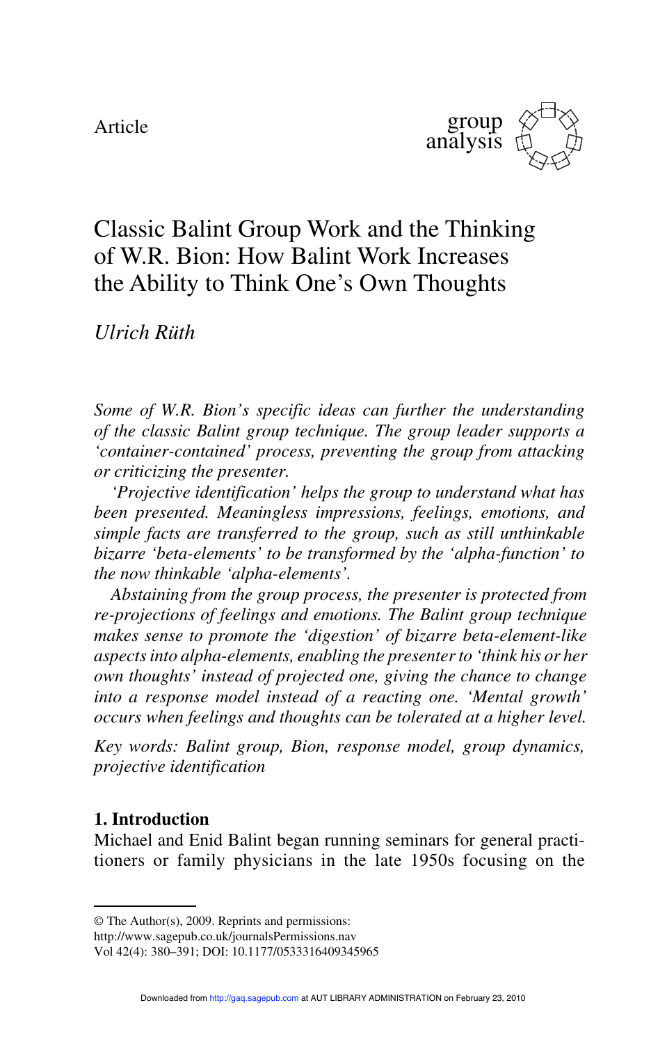Article

# Classic Balint Group Work and the Thinking of W.R. Bion: How Balint Work Increases the Ability to Think One's Own Thoughts

*Ulrich Rüth*

*Some of W.R. Bion's specific ideas can further the understanding of the classic Balint group technique. The group leader supports a 'container-contained' process, preventing the group from attacking or criticizing the presenter.*

*'Projective identification' helps the group to understand what has been presented. Meaningless impressions, feelings, emotions, and simple facts are transferred to the group, such as still unthinkable bizarre 'beta-elements' to be transformed by the 'alpha-function' to the now thinkable 'alpha-elements'.*

*Abstaining from the group process, the presenter is protected from re-projections of feelings and emotions. The Balint group technique makes sense to promote the 'digestion' of bizarre beta-element-like aspects into alpha-elements, enabling the presenter to 'think his or her own thoughts' instead of projected one, giving the chance to change into a response model instead of a reacting one. 'Mental growth' occurs when feelings and thoughts can be tolerated at a higher level.*

*Key words: Balint group, Bion, response model, group dynamics, projective identification*

## 1. Introduction

Michael and Enid Balint began running seminars for general practitioners or family physicians in the late 1950s focusing on the

© The Author(s), 2009. Reprints and permissions:
http://www.sagepub.co.uk/journalsPermissions.nav
DOI: 10.1177/0533316409345965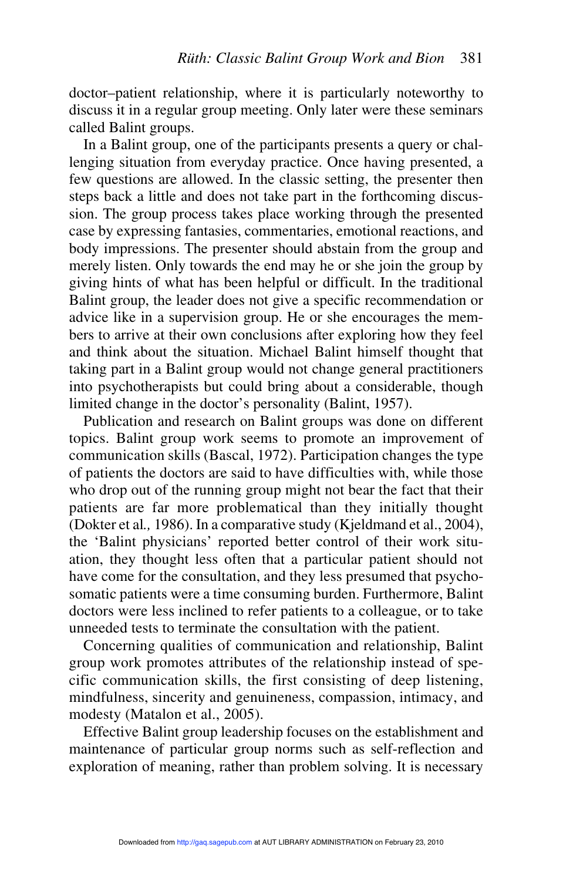doctor–patient relationship, where it is particularly noteworthy to discuss it in a regular group meeting. Only later were these seminars called Balint groups.

In a Balint group, one of the participants presents a query or challenging situation from everyday practice. Once having presented, a few questions are allowed. In the classic setting, the presenter then steps back a little and does not take part in the forthcoming discussion. The group process takes place working through the presented case by expressing fantasies, commentaries, emotional reactions, and body impressions. The presenter should abstain from the group and merely listen. Only towards the end may he or she join the group by giving hints of what has been helpful or difficult. In the traditional Balint group, the leader does not give a specific recommendation or advice like in a supervision group. He or she encourages the members to arrive at their own conclusions after exploring how they feel and think about the situation. Michael Balint himself thought that taking part in a Balint group would not change general practitioners into psychotherapists but could bring about a considerable, though limited change in the doctor's personality (Balint, 1957).

Publication and research on Balint groups was done on different topics. Balint group work seems to promote an improvement of communication skills (Bascal, 1972). Participation changes the type of patients the doctors are said to have difficulties with, while those who drop out of the running group might not bear the fact that their patients are far more problematical than they initially thought (Dokter et al*.,* 1986). In a comparative study (Kjeldmand et al., 2004), the 'Balint physicians' reported better control of their work situation, they thought less often that a particular patient should not have come for the consultation, and they less presumed that psychosomatic patients were a time consuming burden. Furthermore, Balint doctors were less inclined to refer patients to a colleague, or to take unneeded tests to terminate the consultation with the patient.

Concerning qualities of communication and relationship, Balint group work promotes attributes of the relationship instead of specific communication skills, the first consisting of deep listening, mindfulness, sincerity and genuineness, compassion, intimacy, and modesty (Matalon et al., 2005).

Effective Balint group leadership focuses on the establishment and maintenance of particular group norms such as self-reflection and exploration of meaning, rather than problem solving. It is necessary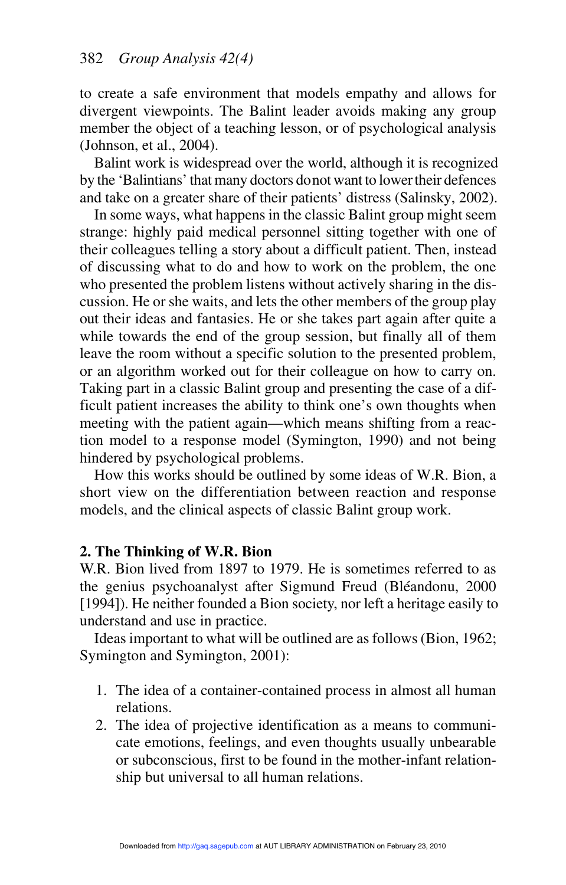to create a safe environment that models empathy and allows for divergent viewpoints. The Balint leader avoids making any group member the object of a teaching lesson, or of psychological analysis (Johnson, et al., 2004).

Balint work is widespread over the world, although it is recognized by the 'Balintians' that many doctors do not want to lower their defences and take on a greater share of their patients' distress (Salinsky, 2002).

In some ways, what happens in the classic Balint group might seem strange: highly paid medical personnel sitting together with one of their colleagues telling a story about a difficult patient. Then, instead of discussing what to do and how to work on the problem, the one who presented the problem listens without actively sharing in the discussion. He or she waits, and lets the other members of the group play out their ideas and fantasies. He or she takes part again after quite a while towards the end of the group session, but finally all of them leave the room without a specific solution to the presented problem, or an algorithm worked out for their colleague on how to carry on. Taking part in a classic Balint group and presenting the case of a difficult patient increases the ability to think one's own thoughts when meeting with the patient again—which means shifting from a reaction model to a response model (Symington, 1990) and not being hindered by psychological problems.

How this works should be outlined by some ideas of W.R. Bion, a short view on the differentiation between reaction and response models, and the clinical aspects of classic Balint group work.

## 2. The Thinking of W.R. Bion

W.R. Bion lived from 1897 to 1979. He is sometimes referred to as the genius psychoanalyst after Sigmund Freud (Bléandonu, 2000 [1994]). He neither founded a Bion society, nor left a heritage easily to understand and use in practice.

Ideas important to what will be outlined are as follows (Bion, 1962; Symington and Symington, 2001):

1. The idea of a container-contained process in almost all human relations.
2. The idea of projective identification as a means to communicate emotions, feelings, and even thoughts usually unbearable or subconscious, first to be found in the mother-infant relationship but universal to all human relations.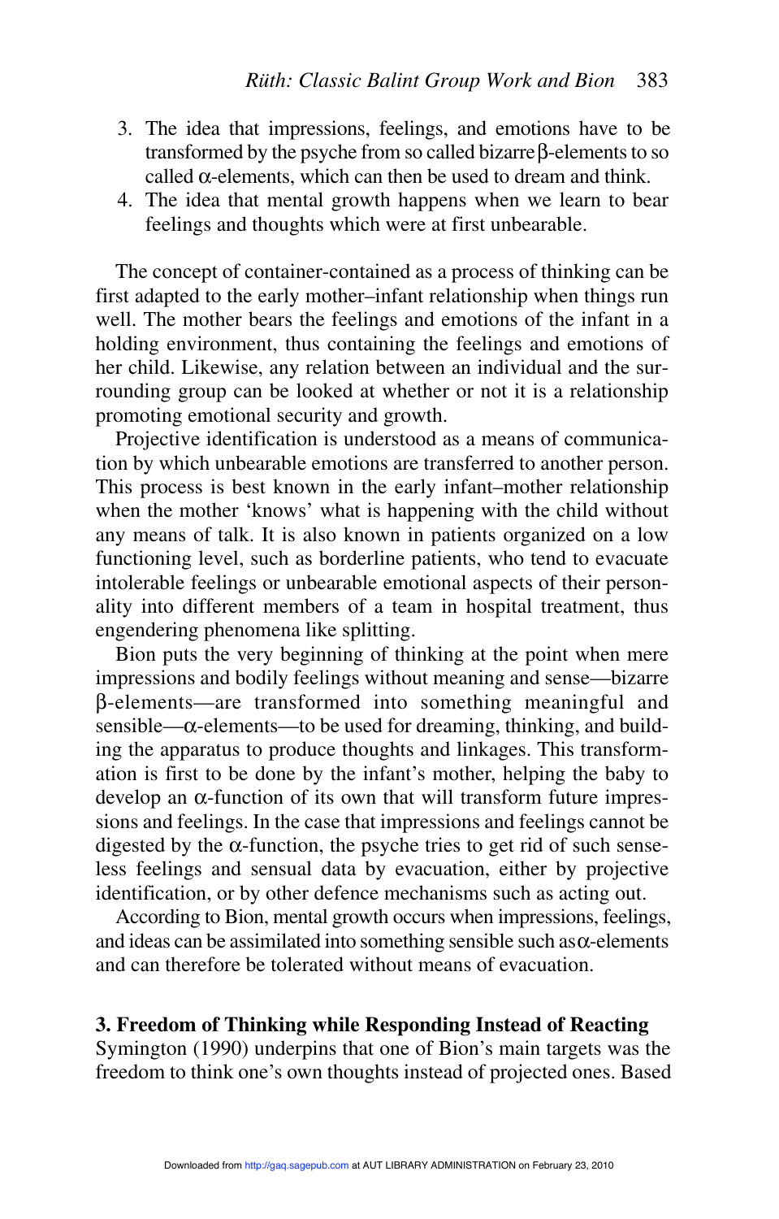3. The idea that impressions, feelings, and emotions have to be transformed by the psyche from so called bizarre β-elements to so called α-elements, which can then be used to dream and think.
4. The idea that mental growth happens when we learn to bear feelings and thoughts which were at first unbearable.

The concept of container-contained as a process of thinking can be first adapted to the early mother–infant relationship when things run well. The mother bears the feelings and emotions of the infant in a holding environment, thus containing the feelings and emotions of her child. Likewise, any relation between an individual and the surrounding group can be looked at whether or not it is a relationship promoting emotional security and growth.

Projective identification is understood as a means of communication by which unbearable emotions are transferred to another person. This process is best known in the early infant–mother relationship when the mother 'knows' what is happening with the child without any means of talk. It is also known in patients organized on a low functioning level, such as borderline patients, who tend to evacuate intolerable feelings or unbearable emotional aspects of their personality into different members of a team in hospital treatment, thus engendering phenomena like splitting.

Bion puts the very beginning of thinking at the point when mere impressions and bodily feelings without meaning and sense—bizarre β-elements—are transformed into something meaningful and sensible—α-elements—to be used for dreaming, thinking, and building the apparatus to produce thoughts and linkages. This transformation is first to be done by the infant's mother, helping the baby to develop an α-function of its own that will transform future impressions and feelings. In the case that impressions and feelings cannot be digested by the α-function, the psyche tries to get rid of such senseless feelings and sensual data by evacuation, either by projective identification, or by other defence mechanisms such as acting out.

According to Bion, mental growth occurs when impressions, feelings, and ideas can be assimilated into something sensible such as α-elements and can therefore be tolerated without means of evacuation.

### 3. Freedom of Thinking while Responding Instead of Reacting

Symington (1990) underpins that one of Bion's main targets was the freedom to think one's own thoughts instead of projected ones. Based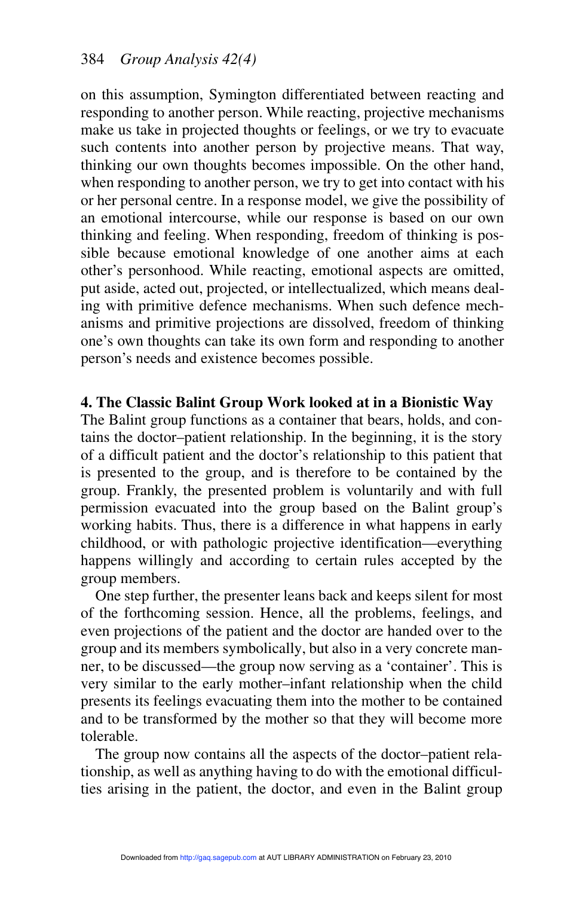on this assumption, Symington differentiated between reacting and responding to another person. While reacting, projective mechanisms make us take in projected thoughts or feelings, or we try to evacuate such contents into another person by projective means. That way, thinking our own thoughts becomes impossible. On the other hand, when responding to another person, we try to get into contact with his or her personal centre. In a response model, we give the possibility of an emotional intercourse, while our response is based on our own thinking and feeling. When responding, freedom of thinking is possible because emotional knowledge of one another aims at each other's personhood. While reacting, emotional aspects are omitted, put aside, acted out, projected, or intellectualized, which means dealing with primitive defence mechanisms. When such defence mechanisms and primitive projections are dissolved, freedom of thinking one's own thoughts can take its own form and responding to another person's needs and existence becomes possible.

## 4. The Classic Balint Group Work looked at in a Bionistic Way

The Balint group functions as a container that bears, holds, and contains the doctor–patient relationship. In the beginning, it is the story of a difficult patient and the doctor's relationship to this patient that is presented to the group, and is therefore to be contained by the group. Frankly, the presented problem is voluntarily and with full permission evacuated into the group based on the Balint group's working habits. Thus, there is a difference in what happens in early childhood, or with pathologic projective identification—everything happens willingly and according to certain rules accepted by the group members.

One step further, the presenter leans back and keeps silent for most of the forthcoming session. Hence, all the problems, feelings, and even projections of the patient and the doctor are handed over to the group and its members symbolically, but also in a very concrete manner, to be discussed—the group now serving as a 'container'. This is very similar to the early mother–infant relationship when the child presents its feelings evacuating them into the mother to be contained and to be transformed by the mother so that they will become more tolerable.

The group now contains all the aspects of the doctor–patient relationship, as well as anything having to do with the emotional difficulties arising in the patient, the doctor, and even in the Balint group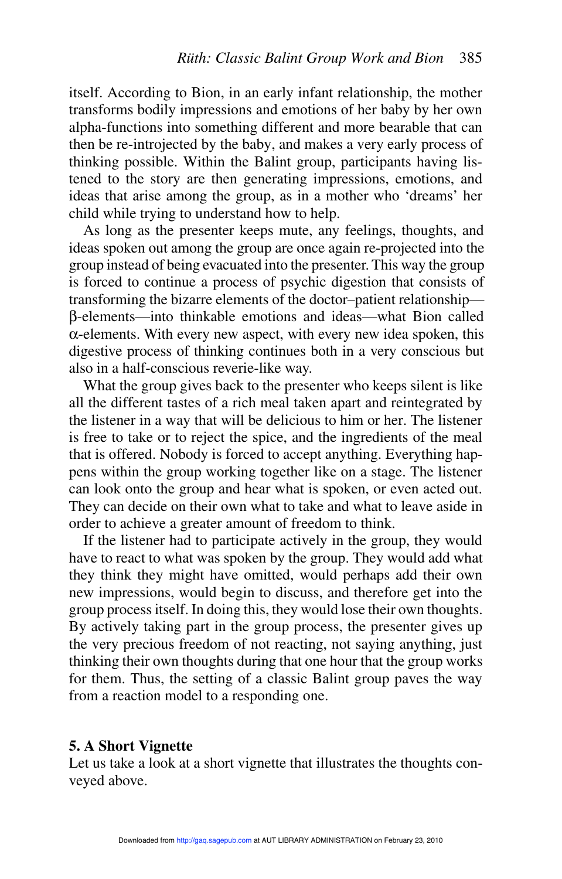itself. According to Bion, in an early infant relationship, the mother transforms bodily impressions and emotions of her baby by her own alpha-functions into something different and more bearable that can then be re-introjected by the baby, and makes a very early process of thinking possible. Within the Balint group, participants having listened to the story are then generating impressions, emotions, and ideas that arise among the group, as in a mother who 'dreams' her child while trying to understand how to help.

As long as the presenter keeps mute, any feelings, thoughts, and ideas spoken out among the group are once again re-projected into the group instead of being evacuated into the presenter. This way the group is forced to continue a process of psychic digestion that consists of transforming the bizarre elements of the doctor–patient relationship—β-elements—into thinkable emotions and ideas—what Bion called α-elements. With every new aspect, with every new idea spoken, this digestive process of thinking continues both in a very conscious but also in a half-conscious reverie-like way.

What the group gives back to the presenter who keeps silent is like all the different tastes of a rich meal taken apart and reintegrated by the listener in a way that will be delicious to him or her. The listener is free to take or to reject the spice, and the ingredients of the meal that is offered. Nobody is forced to accept anything. Everything happens within the group working together like on a stage. The listener can look onto the group and hear what is spoken, or even acted out. They can decide on their own what to take and what to leave aside in order to achieve a greater amount of freedom to think.

If the listener had to participate actively in the group, they would have to react to what was spoken by the group. They would add what they think they might have omitted, would perhaps add their own new impressions, would begin to discuss, and therefore get into the group process itself. In doing this, they would lose their own thoughts. By actively taking part in the group process, the presenter gives up the very precious freedom of not reacting, not saying anything, just thinking their own thoughts during that one hour that the group works for them. Thus, the setting of a classic Balint group paves the way from a reaction model to a responding one.

## 5. A Short Vignette

Let us take a look at a short vignette that illustrates the thoughts conveyed above.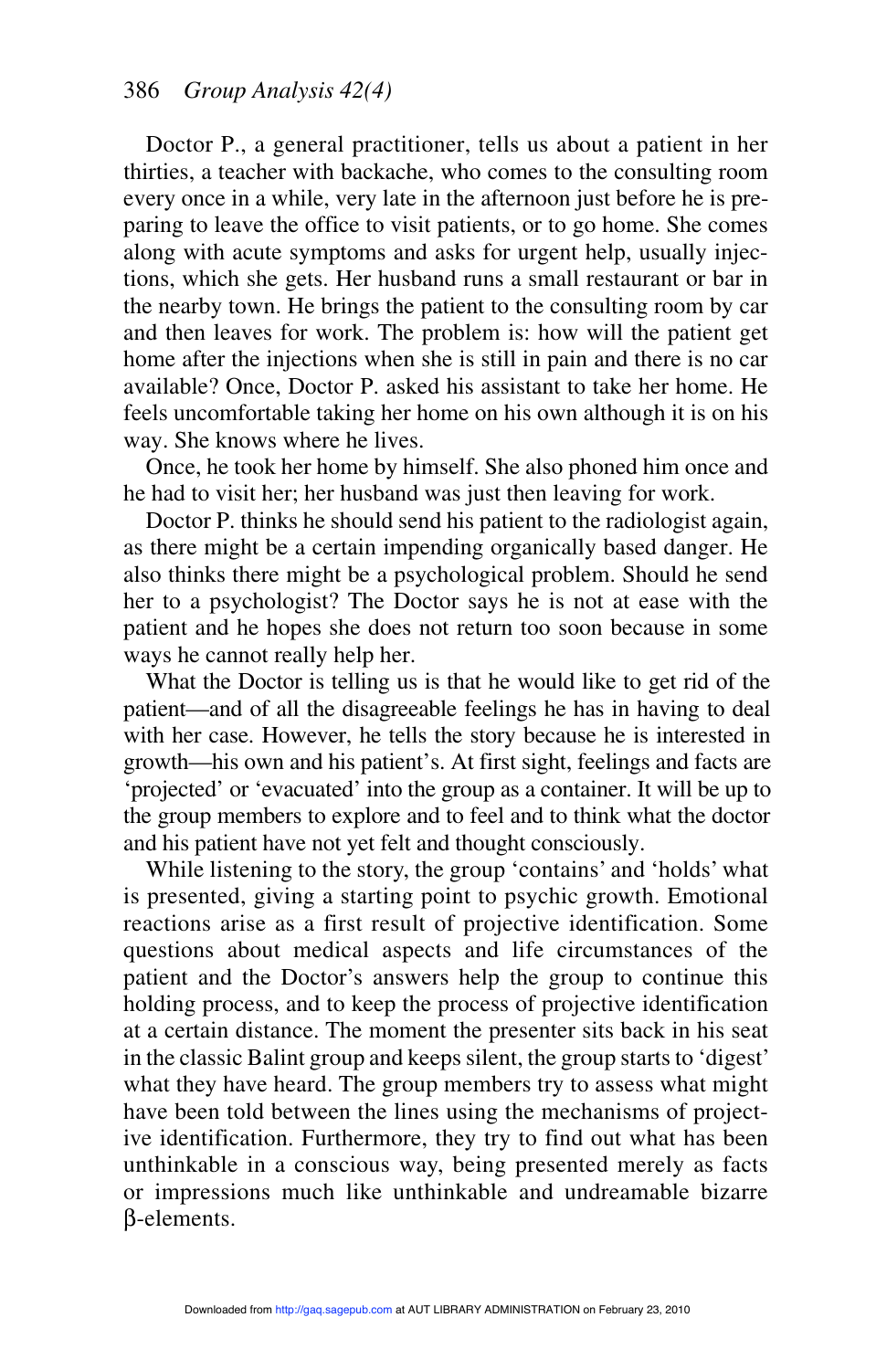Doctor P., a general practitioner, tells us about a patient in her thirties, a teacher with backache, who comes to the consulting room every once in a while, very late in the afternoon just before he is preparing to leave the office to visit patients, or to go home. She comes along with acute symptoms and asks for urgent help, usually injections, which she gets. Her husband runs a small restaurant or bar in the nearby town. He brings the patient to the consulting room by car and then leaves for work. The problem is: how will the patient get home after the injections when she is still in pain and there is no car available? Once, Doctor P. asked his assistant to take her home. He feels uncomfortable taking her home on his own although it is on his way. She knows where he lives.

Once, he took her home by himself. She also phoned him once and he had to visit her; her husband was just then leaving for work.

Doctor P. thinks he should send his patient to the radiologist again, as there might be a certain impending organically based danger. He also thinks there might be a psychological problem. Should he send her to a psychologist? The Doctor says he is not at ease with the patient and he hopes she does not return too soon because in some ways he cannot really help her.

What the Doctor is telling us is that he would like to get rid of the patient—and of all the disagreeable feelings he has in having to deal with her case. However, he tells the story because he is interested in growth—his own and his patient's. At first sight, feelings and facts are 'projected' or 'evacuated' into the group as a container. It will be up to the group members to explore and to feel and to think what the doctor and his patient have not yet felt and thought consciously.

While listening to the story, the group 'contains' and 'holds' what is presented, giving a starting point to psychic growth. Emotional reactions arise as a first result of projective identification. Some questions about medical aspects and life circumstances of the patient and the Doctor's answers help the group to continue this holding process, and to keep the process of projective identification at a certain distance. The moment the presenter sits back in his seat in the classic Balint group and keeps silent, the group starts to 'digest' what they have heard. The group members try to assess what might have been told between the lines using the mechanisms of projective identification. Furthermore, they try to find out what has been unthinkable in a conscious way, being presented merely as facts or impressions much like unthinkable and undreamable bizarre β-elements.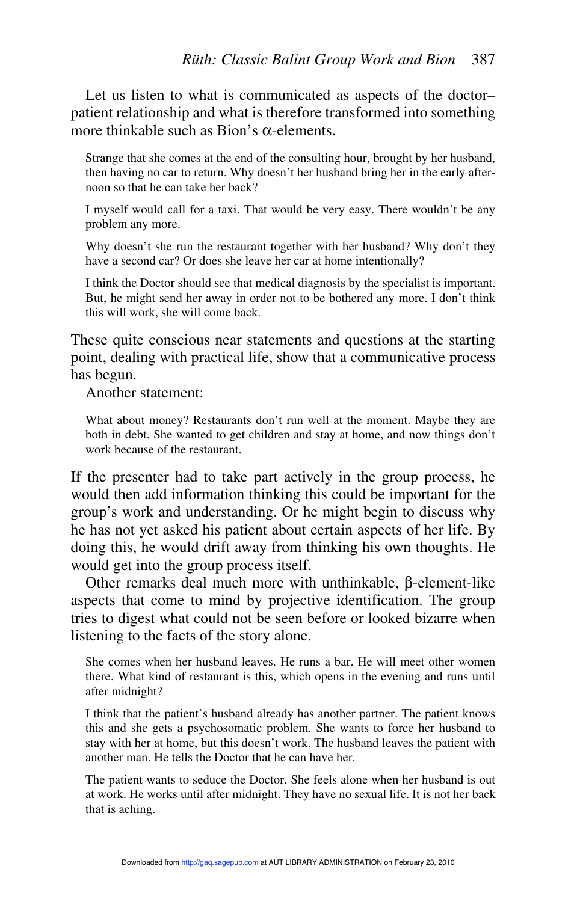Let us listen to what is communicated as aspects of the doctor–patient relationship and what is therefore transformed into something more thinkable such as Bion's $\alpha$-elements.

> Strange that she comes at the end of the consulting hour, brought by her husband, then having no car to return. Why doesn't her husband bring her in the early afternoon so that he can take her back?
>
> I myself would call for a taxi. That would be very easy. There wouldn't be any problem any more.
>
> Why doesn't she run the restaurant together with her husband? Why don't they have a second car? Or does she leave her car at home intentionally?
>
> I think the Doctor should see that medical diagnosis by the specialist is important. But, he might send her away in order not to be bothered any more. I don't think this will work, she will come back.

These quite conscious near statements and questions at the starting point, dealing with practical life, show that a communicative process has begun.

Another statement:

> What about money? Restaurants don't run well at the moment. Maybe they are both in debt. She wanted to get children and stay at home, and now things don't work because of the restaurant.

If the presenter had to take part actively in the group process, he would then add information thinking this could be important for the group's work and understanding. Or he might begin to discuss why he has not yet asked his patient about certain aspects of her life. By doing this, he would drift away from thinking his own thoughts. He would get into the group process itself.

Other remarks deal much more with unthinkable, $\beta$-element-like aspects that come to mind by projective identification. The group tries to digest what could not be seen before or looked bizarre when listening to the facts of the story alone.

> She comes when her husband leaves. He runs a bar. He will meet other women there. What kind of restaurant is this, which opens in the evening and runs until after midnight?
>
> I think that the patient's husband already has another partner. The patient knows this and she gets a psychosomatic problem. She wants to force her husband to stay with her at home, but this doesn't work. The husband leaves the patient with another man. He tells the Doctor that he can have her.
>
> The patient wants to seduce the Doctor. She feels alone when her husband is out at work. He works until after midnight. They have no sexual life. It is not her back that is aching.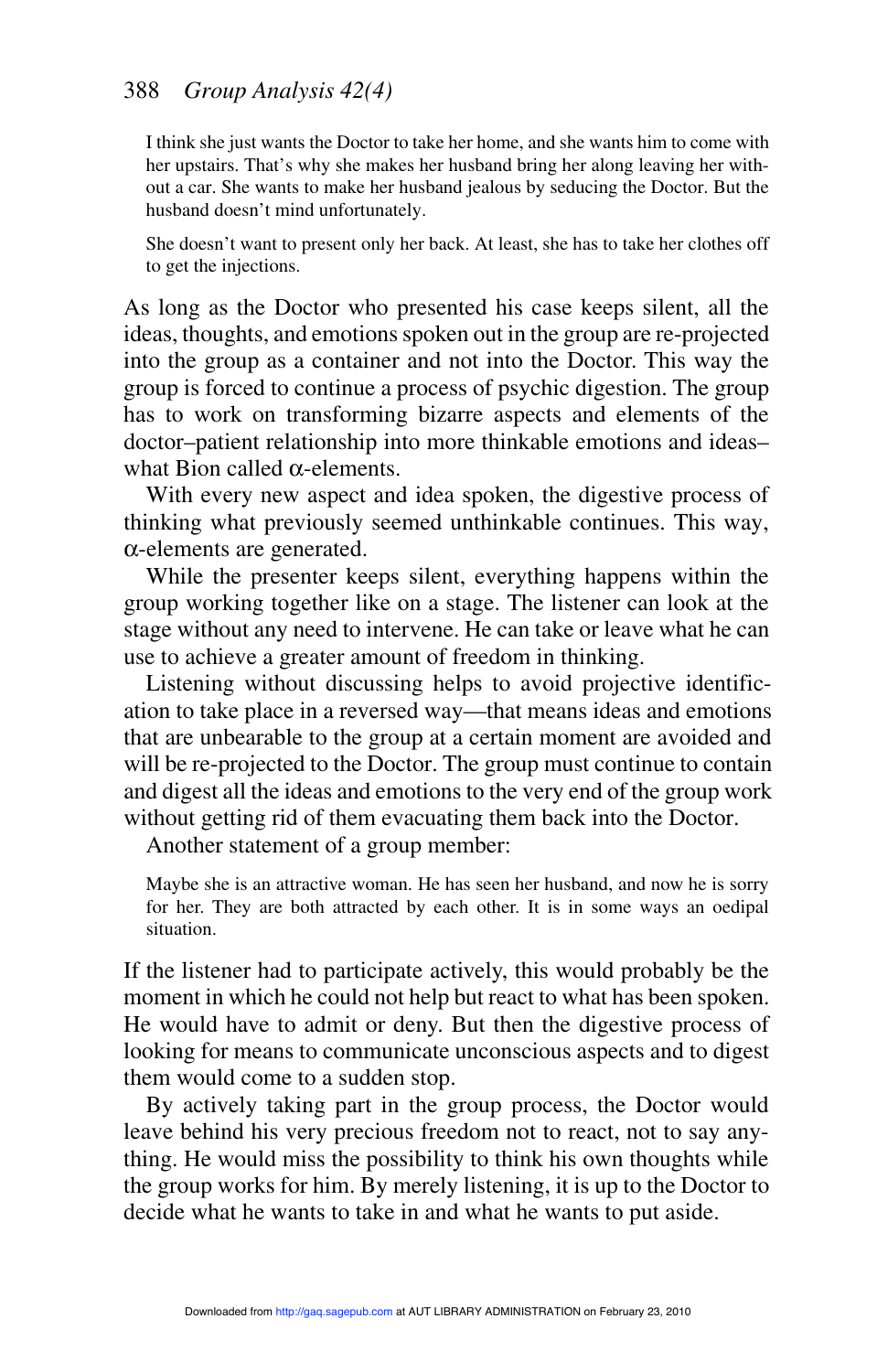> I think she just wants the Doctor to take her home, and she wants him to come with her upstairs. That's why she makes her husband bring her along leaving her without a car. She wants to make her husband jealous by seducing the Doctor. But the husband doesn't mind unfortunately.

> She doesn't want to present only her back. At least, she has to take her clothes off to get the injections.

As long as the Doctor who presented his case keeps silent, all the ideas, thoughts, and emotions spoken out in the group are re-projected into the group as a container and not into the Doctor. This way the group is forced to continue a process of psychic digestion. The group has to work on transforming bizarre aspects and elements of the doctor–patient relationship into more thinkable emotions and ideas–what Bion called $\alpha$-elements.

With every new aspect and idea spoken, the digestive process of thinking what previously seemed unthinkable continues. This way, $\alpha$-elements are generated.

While the presenter keeps silent, everything happens within the group working together like on a stage. The listener can look at the stage without any need to intervene. He can take or leave what he can use to achieve a greater amount of freedom in thinking.

Listening without discussing helps to avoid projective identification to take place in a reversed way—that means ideas and emotions that are unbearable to the group at a certain moment are avoided and will be re-projected to the Doctor. The group must continue to contain and digest all the ideas and emotions to the very end of the group work without getting rid of them evacuating them back into the Doctor.

Another statement of a group member:

> Maybe she is an attractive woman. He has seen her husband, and now he is sorry for her. They are both attracted by each other. It is in some ways an oedipal situation.

If the listener had to participate actively, this would probably be the moment in which he could not help but react to what has been spoken. He would have to admit or deny. But then the digestive process of looking for means to communicate unconscious aspects and to digest them would come to a sudden stop.

By actively taking part in the group process, the Doctor would leave behind his very precious freedom not to react, not to say anything. He would miss the possibility to think his own thoughts while the group works for him. By merely listening, it is up to the Doctor to decide what he wants to take in and what he wants to put aside.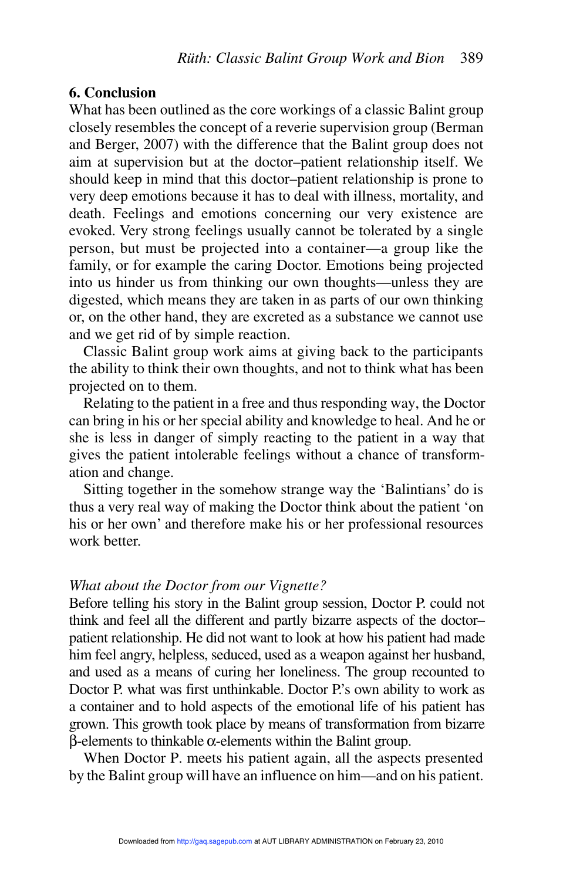## 6. Conclusion

What has been outlined as the core workings of a classic Balint group closely resembles the concept of a reverie supervision group (Berman and Berger, 2007) with the difference that the Balint group does not aim at supervision but at the doctor–patient relationship itself. We should keep in mind that this doctor–patient relationship is prone to very deep emotions because it has to deal with illness, mortality, and death. Feelings and emotions concerning our very existence are evoked. Very strong feelings usually cannot be tolerated by a single person, but must be projected into a container—a group like the family, or for example the caring Doctor. Emotions being projected into us hinder us from thinking our own thoughts—unless they are digested, which means they are taken in as parts of our own thinking or, on the other hand, they are excreted as a substance we cannot use and we get rid of by simple reaction.

Classic Balint group work aims at giving back to the participants the ability to think their own thoughts, and not to think what has been projected on to them.

Relating to the patient in a free and thus responding way, the Doctor can bring in his or her special ability and knowledge to heal. And he or she is less in danger of simply reacting to the patient in a way that gives the patient intolerable feelings without a chance of transformation and change.

Sitting together in the somehow strange way the 'Balintians' do is thus a very real way of making the Doctor think about the patient 'on his or her own' and therefore make his or her professional resources work better.

*What about the Doctor from our Vignette?*

Before telling his story in the Balint group session, Doctor P. could not think and feel all the different and partly bizarre aspects of the doctor–patient relationship. He did not want to look at how his patient had made him feel angry, helpless, seduced, used as a weapon against her husband, and used as a means of curing her loneliness. The group recounted to Doctor P. what was first unthinkable. Doctor P.'s own ability to work as a container and to hold aspects of the emotional life of his patient has grown. This growth took place by means of transformation from bizarre $\beta$-elements to thinkable $\alpha$-elements within the Balint group.

When Doctor P. meets his patient again, all the aspects presented by the Balint group will have an influence on him—and on his patient.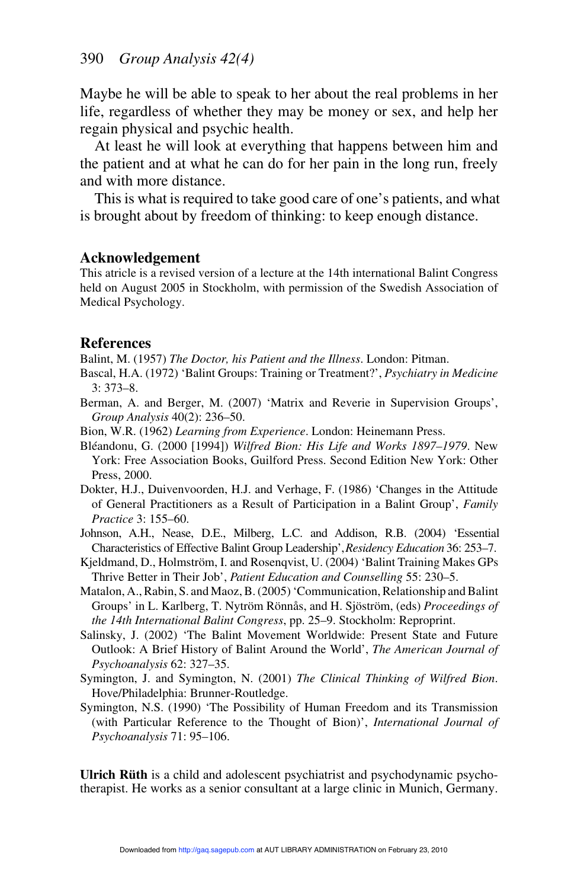Maybe he will be able to speak to her about the real problems in her life, regardless of whether they may be money or sex, and help her regain physical and psychic health.

At least he will look at everything that happens between him and the patient and at what he can do for her pain in the long run, freely and with more distance.

This is what is required to take good care of one's patients, and what is brought about by freedom of thinking: to keep enough distance.

## Acknowledgement

This atricle is a revised version of a lecture at the 14th international Balint Congress held on August 2005 in Stockholm, with permission of the Swedish Association of Medical Psychology.

## References

Balint, M. (1957) *The Doctor, his Patient and the Illness*. London: Pitman.

Bascal, H.A. (1972) 'Balint Groups: Training or Treatment?', *Psychiatry in Medicine* 3: 373–8.

Berman, A. and Berger, M. (2007) 'Matrix and Reverie in Supervision Groups', *Group Analysis* 40(2): 236–50.

Bion, W.R. (1962) *Learning from Experience*. London: Heinemann Press.

Bléandonu, G. (2000 [1994]) *Wilfred Bion: His Life and Works 1897–1979*. New York: Free Association Books, Guilford Press. Second Edition New York: Other Press, 2000.

Dokter, H.J., Duivenvoorden, H.J. and Verhage, F. (1986) 'Changes in the Attitude of General Practitioners as a Result of Participation in a Balint Group', *Family Practice* 3: 155–60.

Johnson, A.H., Nease, D.E., Milberg, L.C. and Addison, R.B. (2004) 'Essential Characteristics of Effective Balint Group Leadership', *Residency Education* 36: 253–7.

Kjeldmand, D., Holmström, I. and Rosenqvist, U. (2004) 'Balint Training Makes GPs Thrive Better in Their Job', *Patient Education and Counselling* 55: 230–5.

Matalon, A., Rabin, S. and Maoz, B. (2005) 'Communication, Relationship and Balint Groups' in L. Karlberg, T. Nytröm Rönnås, and H. Sjöström, (eds) *Proceedings of the 14th International Balint Congress*, pp. 25–9. Stockholm: Reproprint.

Salinsky, J. (2002) 'The Balint Movement Worldwide: Present State and Future Outlook: A Brief History of Balint Around the World', *The American Journal of Psychoanalysis* 62: 327–35.

Symington, J. and Symington, N. (2001) *The Clinical Thinking of Wilfred Bion*. Hove/Philadelphia: Brunner-Routledge.

Symington, N.S. (1990) 'The Possibility of Human Freedom and its Transmission (with Particular Reference to the Thought of Bion)', *International Journal of Psychoanalysis* 71: 95–106.

**Ulrich Rüth** is a child and adolescent psychiatrist and psychodynamic psychotherapist. He works as a senior consultant at a large clinic in Munich, Germany.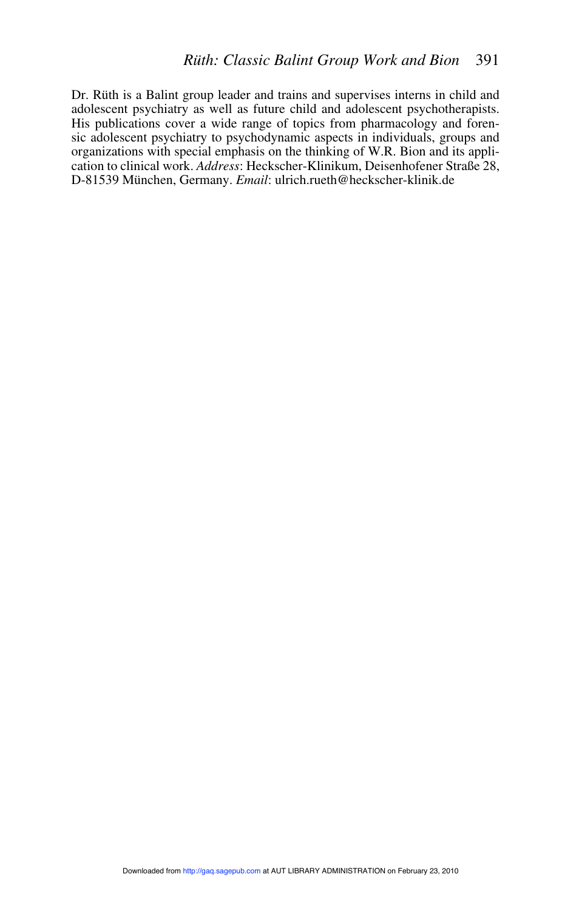Dr. Rüth is a Balint group leader and trains and supervises interns in child and adolescent psychiatry as well as future child and adolescent psychotherapists. His publications cover a wide range of topics from pharmacology and forensic adolescent psychiatry to psychodynamic aspects in individuals, groups and organizations with special emphasis on the thinking of W.R. Bion and its application to clinical work. *Address*: Heckscher-Klinikum, Deisenhofener Straße 28, D-81539 München, Germany. *Email*: ulrich.rueth@heckscher-klinik.de